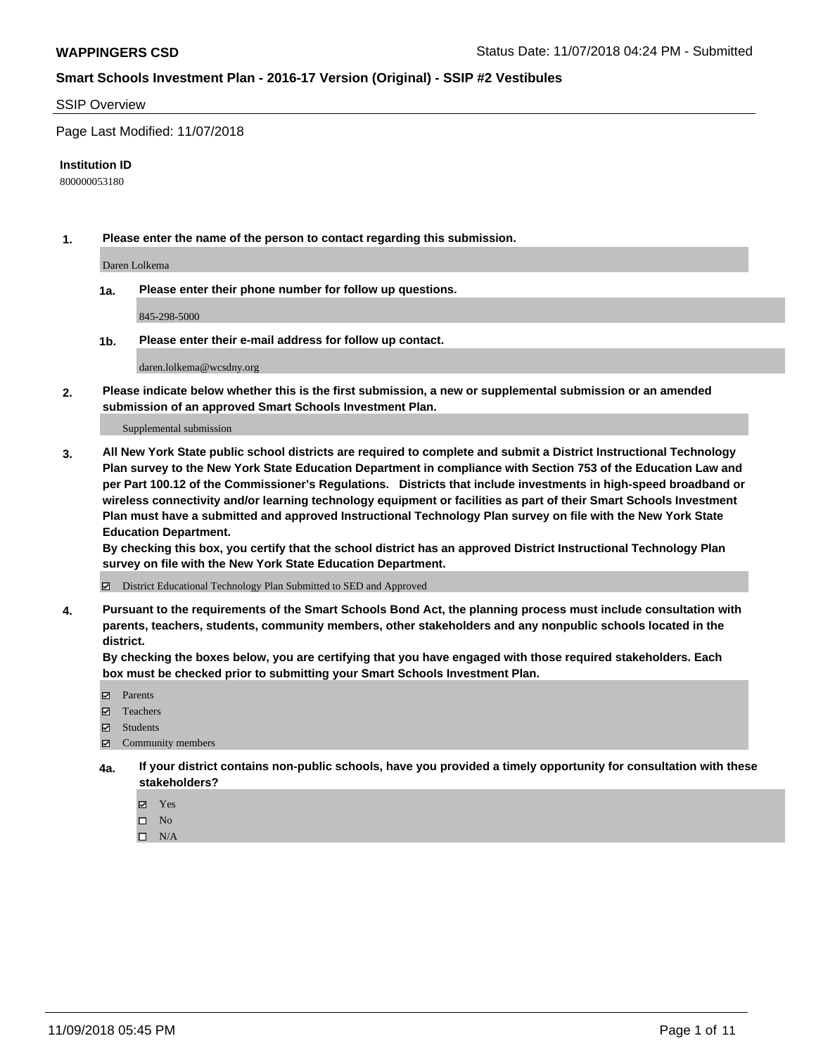**WAPPINGERS CSD**

Status Date: 11/07/2018 04:24 PM - Submitted

**Smart Schools Investment Plan - 2016-17 Version (Original) - SSIP #2 Vestibules**

SSIP Overview

Page Last Modified: 11/07/2018

**Institution ID**

800000053180

**1. Please enter the name of the person to contact regarding this submission.**

Daren Lolkema

**1a. Please enter their phone number for follow up questions.**

845-298-5000

**1b. Please enter their e-mail address for follow up contact.**

daren.lolkema@wcsdny.org

**2. Please indicate below whether this is the first submission, a new or supplemental submission or an amended submission of an approved Smart Schools Investment Plan.**

Supplemental submission

**3. All New York State public school districts are required to complete and submit a District Instructional Technology Plan survey to the New York State Education Department in compliance with Section 753 of the Education Law and per Part 100.12 of the Commissioner's Regulations. Districts that include investments in high-speed broadband or wireless connectivity and/or learning technology equipment or facilities as part of their Smart Schools Investment Plan must have a submitted and approved Instructional Technology Plan survey on file with the New York State Education Department.**
**By checking this box, you certify that the school district has an approved District Instructional Technology Plan survey on file with the New York State Education Department.**

☑ District Educational Technology Plan Submitted to SED and Approved

**4. Pursuant to the requirements of the Smart Schools Bond Act, the planning process must include consultation with parents, teachers, students, community members, other stakeholders and any nonpublic schools located in the district.**
**By checking the boxes below, you are certifying that you have engaged with those required stakeholders. Each box must be checked prior to submitting your Smart Schools Investment Plan.**

☑ Parents
☑ Teachers
☑ Students
☑ Community members

**4a. If your district contains non-public schools, have you provided a timely opportunity for consultation with these stakeholders?**

☑ Yes
☐ No
☐ N/A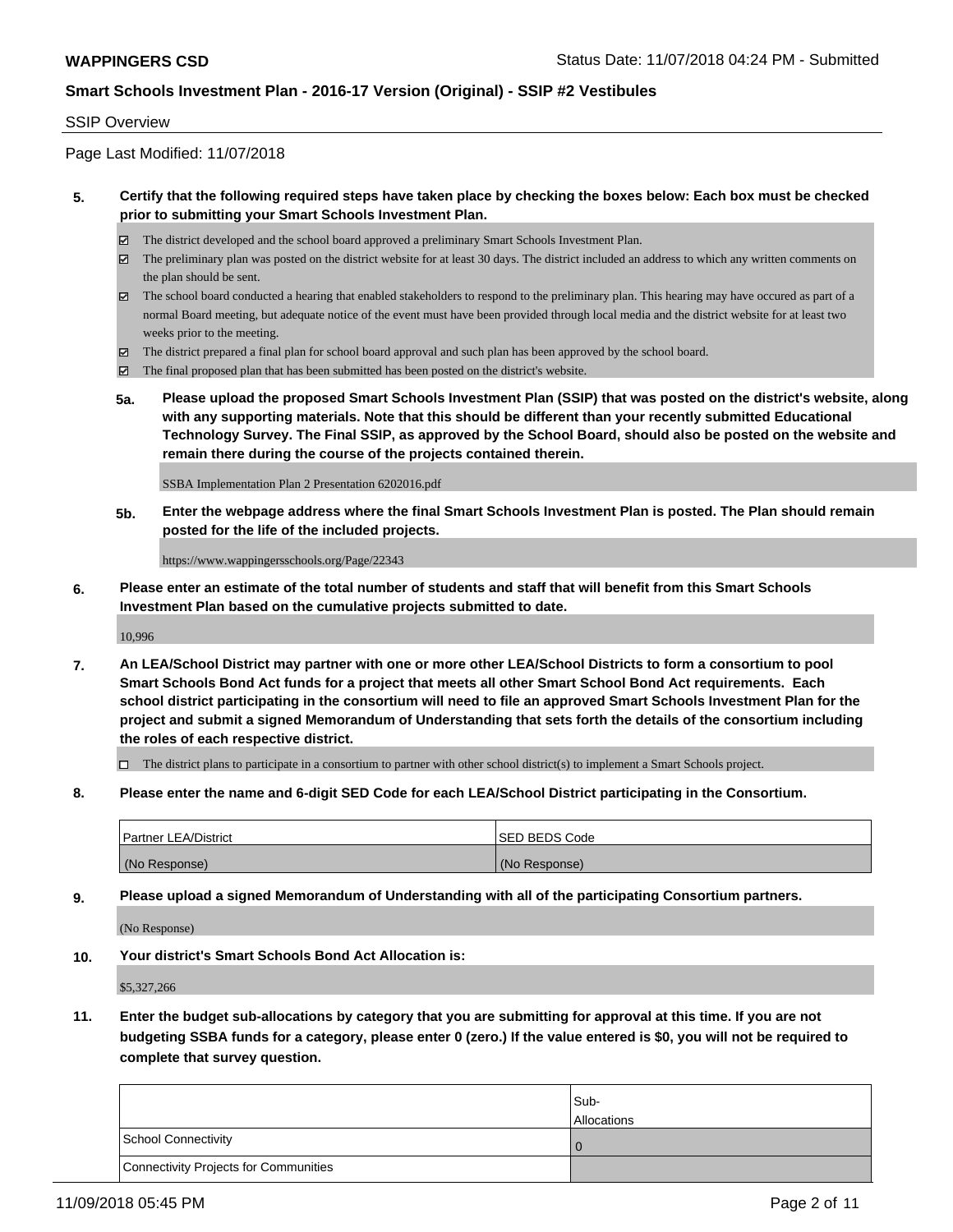SSIP Overview

Page Last Modified: 11/07/2018

**5. Certify that the following required steps have taken place by checking the boxes below: Each box must be checked prior to submitting your Smart Schools Investment Plan.**

- ☑ The district developed and the school board approved a preliminary Smart Schools Investment Plan.
- ☑ The preliminary plan was posted on the district website for at least 30 days. The district included an address to which any written comments on the plan should be sent.
- ☑ The school board conducted a hearing that enabled stakeholders to respond to the preliminary plan. This hearing may have occured as part of a normal Board meeting, but adequate notice of the event must have been provided through local media and the district website for at least two weeks prior to the meeting.
- ☑ The district prepared a final plan for school board approval and such plan has been approved by the school board.
- ☑ The final proposed plan that has been submitted has been posted on the district's website.

**5a. Please upload the proposed Smart Schools Investment Plan (SSIP) that was posted on the district's website, along with any supporting materials. Note that this should be different than your recently submitted Educational Technology Survey. The Final SSIP, as approved by the School Board, should also be posted on the website and remain there during the course of the projects contained therein.**

SSBA Implementation Plan 2 Presentation 6202016.pdf

**5b. Enter the webpage address where the final Smart Schools Investment Plan is posted. The Plan should remain posted for the life of the included projects.**

https://www.wappingersschools.org/Page/22343

**6. Please enter an estimate of the total number of students and staff that will benefit from this Smart Schools Investment Plan based on the cumulative projects submitted to date.**

10,996

**7. An LEA/School District may partner with one or more other LEA/School Districts to form a consortium to pool Smart Schools Bond Act funds for a project that meets all other Smart School Bond Act requirements. Each school district participating in the consortium will need to file an approved Smart Schools Investment Plan for the project and submit a signed Memorandum of Understanding that sets forth the details of the consortium including the roles of each respective district.**

- ☐ The district plans to participate in a consortium to partner with other school district(s) to implement a Smart Schools project.

**8. Please enter the name and 6-digit SED Code for each LEA/School District participating in the Consortium.**

| Partner LEA/District | SED BEDS Code |
|---|---|
| (No Response) | (No Response) |

**9. Please upload a signed Memorandum of Understanding with all of the participating Consortium partners.**

(No Response)

**10. Your district's Smart Schools Bond Act Allocation is:**

$5,327,266

**11. Enter the budget sub-allocations by category that you are submitting for approval at this time. If you are not budgeting SSBA funds for a category, please enter 0 (zero.) If the value entered is $0, you will not be required to complete that survey question.**

| | Sub-Allocations |
|---|---|
| School Connectivity | 0 |
| Connectivity Projects for Communities | |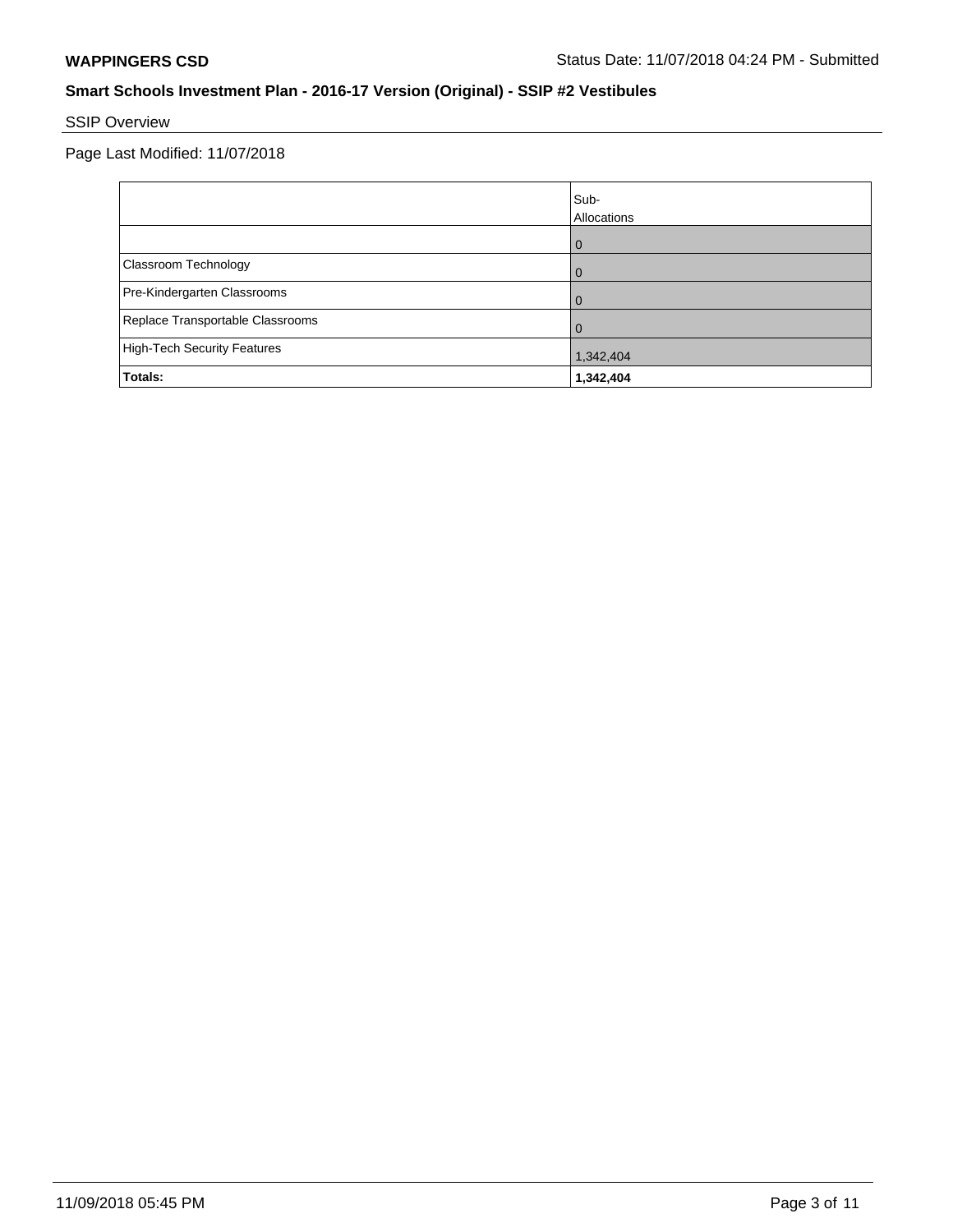## Smart Schools Investment Plan - 2016-17 Version (Original) - SSIP #2 Vestibules

SSIP Overview

Page Last Modified: 11/07/2018

| | Sub-Allocations |
|---|---|
| | 0 |
| Classroom Technology | 0 |
| Pre-Kindergarten Classrooms | 0 |
| Replace Transportable Classrooms | 0 |
| High-Tech Security Features | 1,342,404 |
| **Totals:** | **1,342,404** |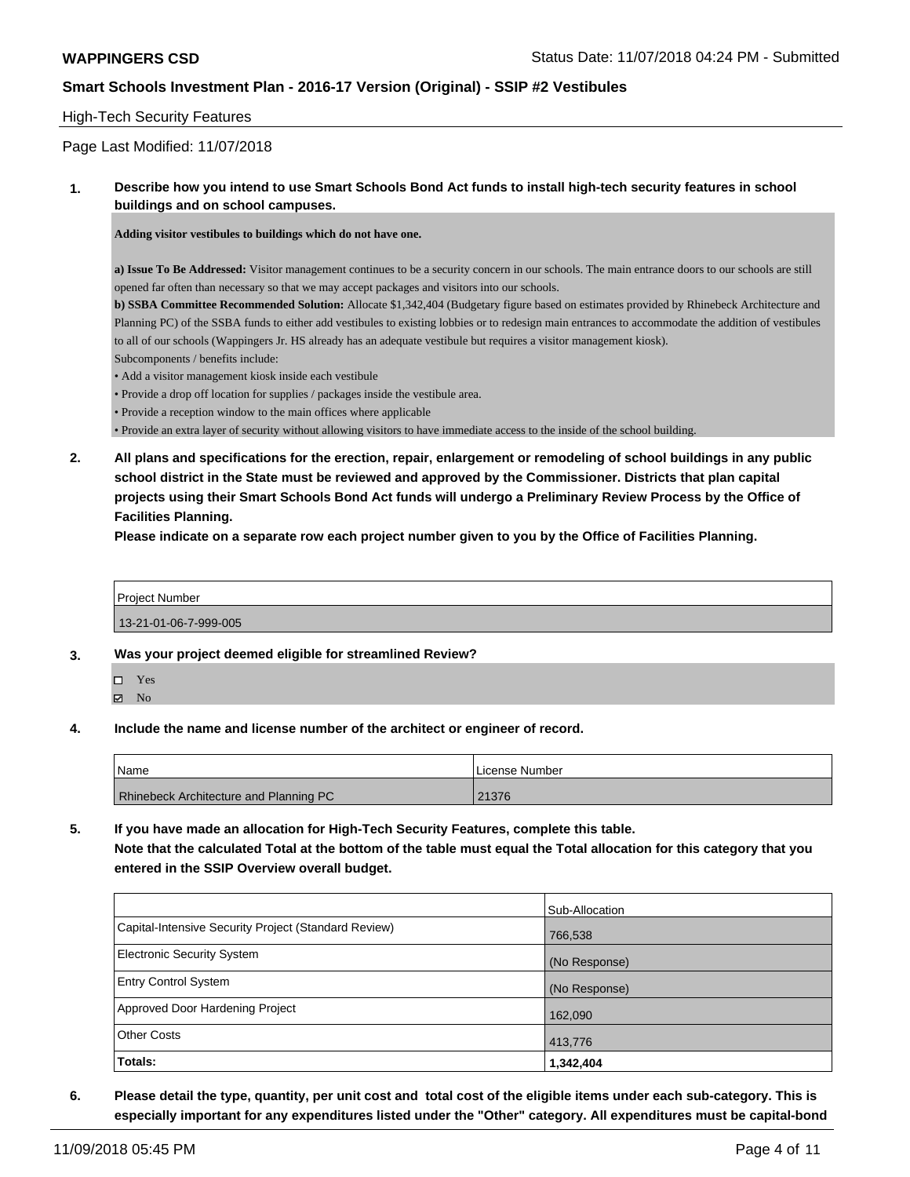## High-Tech Security Features

Page Last Modified: 11/07/2018

**1. Describe how you intend to use Smart Schools Bond Act funds to install high-tech security features in school buildings and on school campuses.**

**Adding visitor vestibules to buildings which do not have one.**

**a) Issue To Be Addressed:** Visitor management continues to be a security concern in our schools. The main entrance doors to our schools are still opened far often than necessary so that we may accept packages and visitors into our schools.
**b) SSBA Committee Recommended Solution:** Allocate $1,342,404 (Budgetary figure based on estimates provided by Rhinebeck Architecture and Planning PC) of the SSBA funds to either add vestibules to existing lobbies or to redesign main entrances to accommodate the addition of vestibules to all of our schools (Wappingers Jr. HS already has an adequate vestibule but requires a visitor management kiosk).
Subcomponents / benefits include:
• Add a visitor management kiosk inside each vestibule
• Provide a drop off location for supplies / packages inside the vestibule area.
• Provide a reception window to the main offices where applicable
• Provide an extra layer of security without allowing visitors to have immediate access to the inside of the school building.

**2. All plans and specifications for the erection, repair, enlargement or remodeling of school buildings in any public school district in the State must be reviewed and approved by the Commissioner. Districts that plan capital projects using their Smart Schools Bond Act funds will undergo a Preliminary Review Process by the Office of Facilities Planning.**
**Please indicate on a separate row each project number given to you by the Office of Facilities Planning.**

| Project Number |
|---|
| 13-21-01-06-7-999-005 |

**3. Was your project deemed eligible for streamlined Review?**

☐ Yes
☑ No

**4. Include the name and license number of the architect or engineer of record.**

| Name | License Number |
|---|---|
| Rhinebeck Architecture and Planning PC | 21376 |

**5. If you have made an allocation for High-Tech Security Features, complete this table.**
**Note that the calculated Total at the bottom of the table must equal the Total allocation for this category that you entered in the SSIP Overview overall budget.**

| | Sub-Allocation |
|---|---|
| Capital-Intensive Security Project (Standard Review) | 766,538 |
| Electronic Security System | (No Response) |
| Entry Control System | (No Response) |
| Approved Door Hardening Project | 162,090 |
| Other Costs | 413,776 |
| **Totals:** | **1,342,404** |

**6. Please detail the type, quantity, per unit cost and total cost of the eligible items under each sub-category. This is especially important for any expenditures listed under the "Other" category. All expenditures must be capital-bond**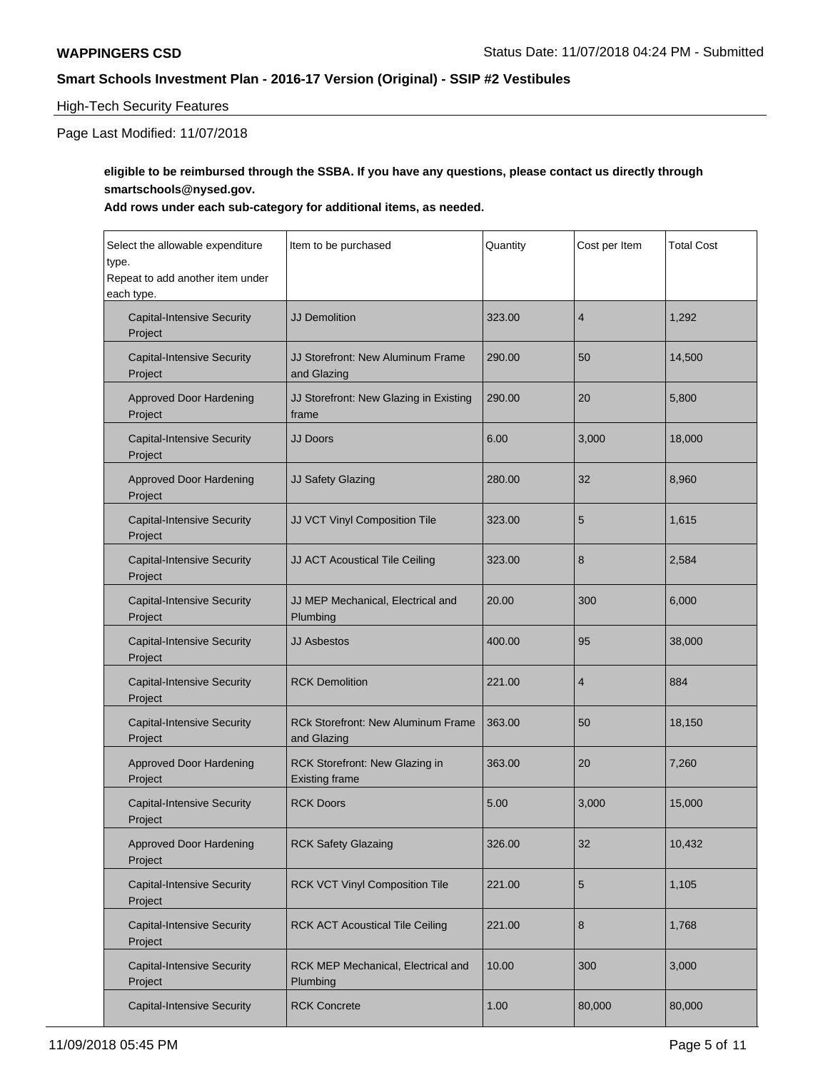High-Tech Security Features

Page Last Modified: 11/07/2018

**eligible to be reimbursed through the SSBA. If you have any questions, please contact us directly through smartschools@nysed.gov.**

**Add rows under each sub-category for additional items, as needed.**

| Select the allowable expenditure type. Repeat to add another item under each type. | Item to be purchased | Quantity | Cost per Item | Total Cost |
|---|---|---|---|---|
| Capital-Intensive Security Project | JJ Demolition | 323.00 | 4 | 1,292 |
| Capital-Intensive Security Project | JJ Storefront: New Aluminum Frame and Glazing | 290.00 | 50 | 14,500 |
| Approved Door Hardening Project | JJ Storefront: New Glazing in Existing frame | 290.00 | 20 | 5,800 |
| Capital-Intensive Security Project | JJ Doors | 6.00 | 3,000 | 18,000 |
| Approved Door Hardening Project | JJ Safety Glazing | 280.00 | 32 | 8,960 |
| Capital-Intensive Security Project | JJ VCT Vinyl Composition Tile | 323.00 | 5 | 1,615 |
| Capital-Intensive Security Project | JJ ACT Acoustical Tile Ceiling | 323.00 | 8 | 2,584 |
| Capital-Intensive Security Project | JJ MEP Mechanical, Electrical and Plumbing | 20.00 | 300 | 6,000 |
| Capital-Intensive Security Project | JJ Asbestos | 400.00 | 95 | 38,000 |
| Capital-Intensive Security Project | RCK Demolition | 221.00 | 4 | 884 |
| Capital-Intensive Security Project | RCk Storefront: New Aluminum Frame and Glazing | 363.00 | 50 | 18,150 |
| Approved Door Hardening Project | RCK Storefront: New Glazing in Existing frame | 363.00 | 20 | 7,260 |
| Capital-Intensive Security Project | RCK Doors | 5.00 | 3,000 | 15,000 |
| Approved Door Hardening Project | RCK Safety Glazaing | 326.00 | 32 | 10,432 |
| Capital-Intensive Security Project | RCK VCT Vinyl Composition Tile | 221.00 | 5 | 1,105 |
| Capital-Intensive Security Project | RCK ACT Acoustical Tile Ceiling | 221.00 | 8 | 1,768 |
| Capital-Intensive Security Project | RCK MEP Mechanical, Electrical and Plumbing | 10.00 | 300 | 3,000 |
| Capital-Intensive Security | RCK Concrete | 1.00 | 80,000 | 80,000 |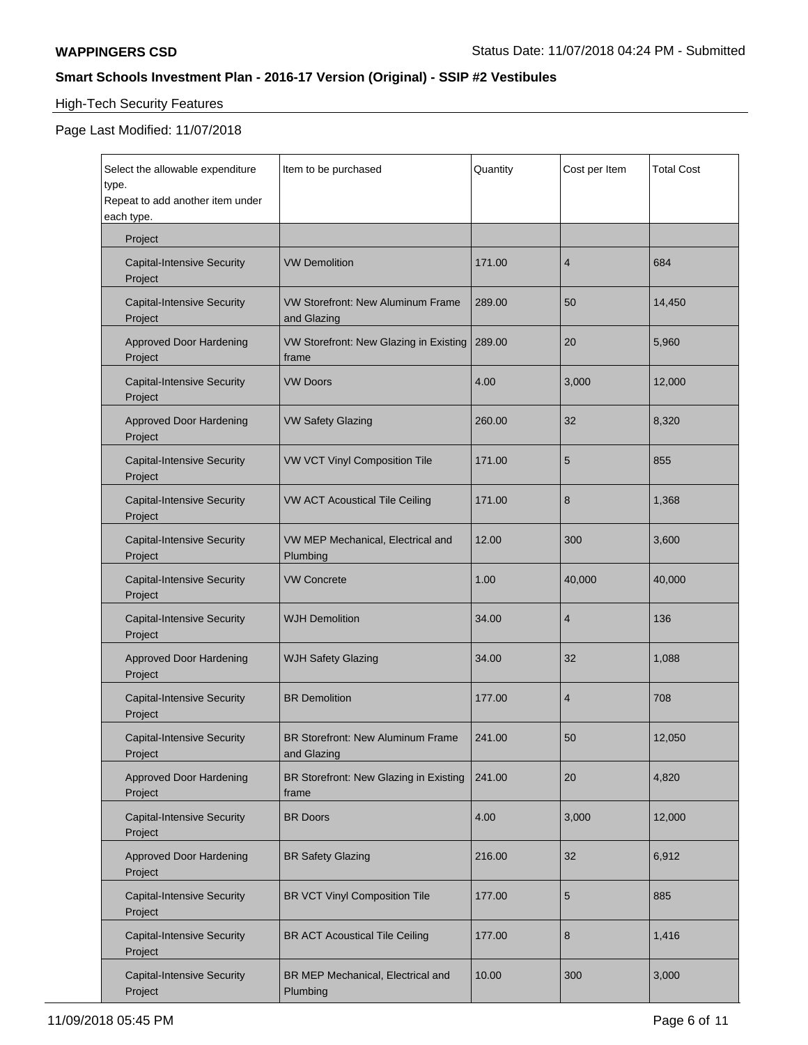**WAPPINGERS CSD**

Status Date: 11/07/2018 04:24 PM - Submitted

**Smart Schools Investment Plan - 2016-17 Version (Original) - SSIP #2 Vestibules**

High-Tech Security Features

Page Last Modified: 11/07/2018

| Select the allowable expenditure type. Repeat to add another item under each type. | Item to be purchased | Quantity | Cost per Item | Total Cost |
|---|---|---|---|---|
| Project | | | | |
| Capital-Intensive Security Project | VW Demolition | 171.00 | 4 | 684 |
| Capital-Intensive Security Project | VW Storefront: New Aluminum Frame and Glazing | 289.00 | 50 | 14,450 |
| Approved Door Hardening Project | VW Storefront: New Glazing in Existing frame | 289.00 | 20 | 5,960 |
| Capital-Intensive Security Project | VW Doors | 4.00 | 3,000 | 12,000 |
| Approved Door Hardening Project | VW Safety Glazing | 260.00 | 32 | 8,320 |
| Capital-Intensive Security Project | VW VCT Vinyl Composition Tile | 171.00 | 5 | 855 |
| Capital-Intensive Security Project | VW ACT Acoustical Tile Ceiling | 171.00 | 8 | 1,368 |
| Capital-Intensive Security Project | VW MEP Mechanical, Electrical and Plumbing | 12.00 | 300 | 3,600 |
| Capital-Intensive Security Project | VW Concrete | 1.00 | 40,000 | 40,000 |
| Capital-Intensive Security Project | WJH Demolition | 34.00 | 4 | 136 |
| Approved Door Hardening Project | WJH Safety Glazing | 34.00 | 32 | 1,088 |
| Capital-Intensive Security Project | BR Demolition | 177.00 | 4 | 708 |
| Capital-Intensive Security Project | BR Storefront: New Aluminum Frame and Glazing | 241.00 | 50 | 12,050 |
| Approved Door Hardening Project | BR Storefront: New Glazing in Existing frame | 241.00 | 20 | 4,820 |
| Capital-Intensive Security Project | BR Doors | 4.00 | 3,000 | 12,000 |
| Approved Door Hardening Project | BR Safety Glazing | 216.00 | 32 | 6,912 |
| Capital-Intensive Security Project | BR VCT Vinyl Composition Tile | 177.00 | 5 | 885 |
| Capital-Intensive Security Project | BR ACT Acoustical Tile Ceiling | 177.00 | 8 | 1,416 |
| Capital-Intensive Security Project | BR MEP Mechanical, Electrical and Plumbing | 10.00 | 300 | 3,000 |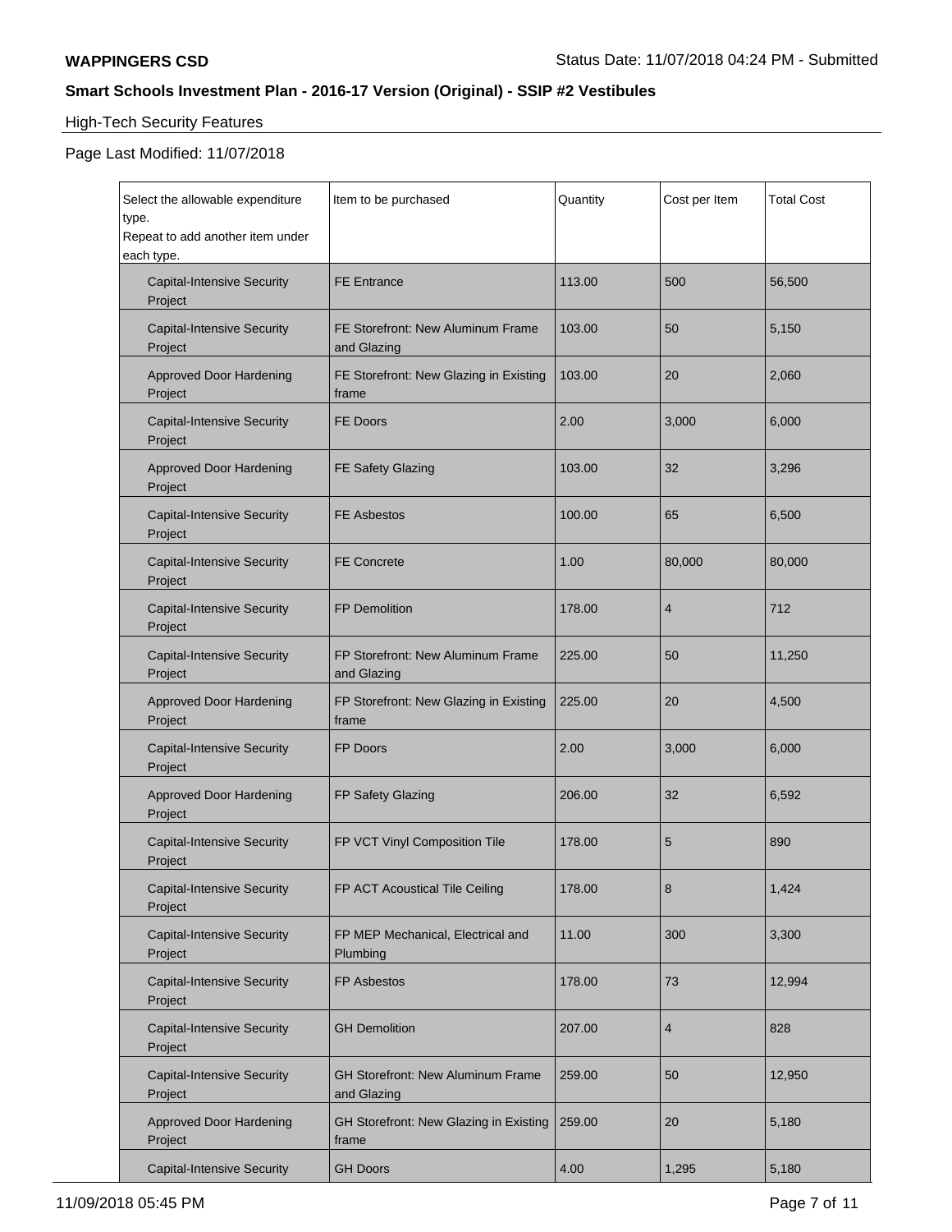## High-Tech Security Features

Page Last Modified: 11/07/2018

| Select the allowable expenditure type. Repeat to add another item under each type. | Item to be purchased | Quantity | Cost per Item | Total Cost |
|---|---|---|---|---|
| Capital-Intensive Security Project | FE Entrance | 113.00 | 500 | 56,500 |
| Capital-Intensive Security Project | FE Storefront: New Aluminum Frame and Glazing | 103.00 | 50 | 5,150 |
| Approved Door Hardening Project | FE Storefront: New Glazing in Existing frame | 103.00 | 20 | 2,060 |
| Capital-Intensive Security Project | FE Doors | 2.00 | 3,000 | 6,000 |
| Approved Door Hardening Project | FE Safety Glazing | 103.00 | 32 | 3,296 |
| Capital-Intensive Security Project | FE Asbestos | 100.00 | 65 | 6,500 |
| Capital-Intensive Security Project | FE Concrete | 1.00 | 80,000 | 80,000 |
| Capital-Intensive Security Project | FP Demolition | 178.00 | 4 | 712 |
| Capital-Intensive Security Project | FP Storefront: New Aluminum Frame and Glazing | 225.00 | 50 | 11,250 |
| Approved Door Hardening Project | FP Storefront: New Glazing in Existing frame | 225.00 | 20 | 4,500 |
| Capital-Intensive Security Project | FP Doors | 2.00 | 3,000 | 6,000 |
| Approved Door Hardening Project | FP Safety Glazing | 206.00 | 32 | 6,592 |
| Capital-Intensive Security Project | FP VCT Vinyl Composition Tile | 178.00 | 5 | 890 |
| Capital-Intensive Security Project | FP ACT Acoustical Tile Ceiling | 178.00 | 8 | 1,424 |
| Capital-Intensive Security Project | FP MEP Mechanical, Electrical and Plumbing | 11.00 | 300 | 3,300 |
| Capital-Intensive Security Project | FP Asbestos | 178.00 | 73 | 12,994 |
| Capital-Intensive Security Project | GH Demolition | 207.00 | 4 | 828 |
| Capital-Intensive Security Project | GH Storefront: New Aluminum Frame and Glazing | 259.00 | 50 | 12,950 |
| Approved Door Hardening Project | GH Storefront: New Glazing in Existing frame | 259.00 | 20 | 5,180 |
| Capital-Intensive Security | GH Doors | 4.00 | 1,295 | 5,180 |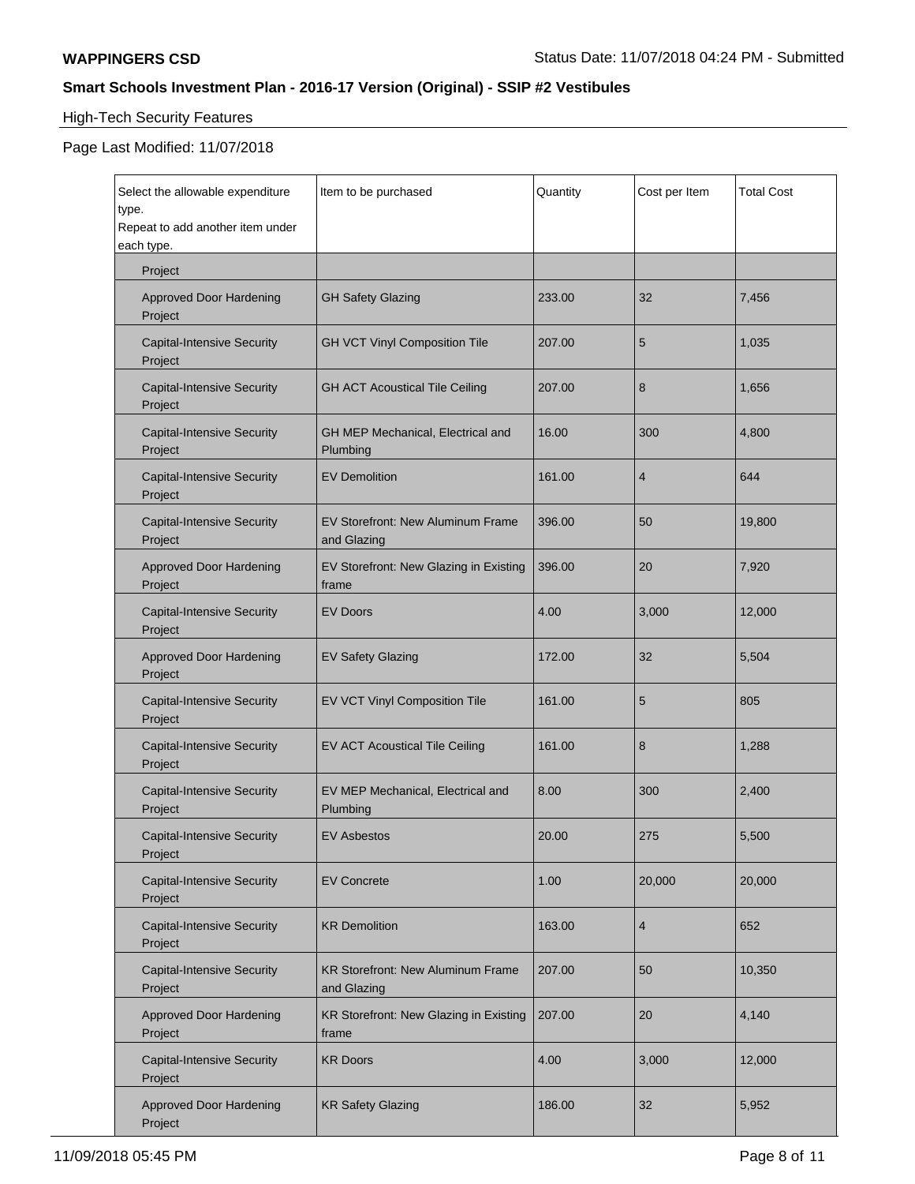## High-Tech Security Features

Page Last Modified: 11/07/2018

| Select the allowable expenditure type. Repeat to add another item under each type. | Item to be purchased | Quantity | Cost per Item | Total Cost |
|---|---|---|---|---|
| Project | | | | |
| Approved Door Hardening Project | GH Safety Glazing | 233.00 | 32 | 7,456 |
| Capital-Intensive Security Project | GH VCT Vinyl Composition Tile | 207.00 | 5 | 1,035 |
| Capital-Intensive Security Project | GH ACT Acoustical Tile Ceiling | 207.00 | 8 | 1,656 |
| Capital-Intensive Security Project | GH MEP Mechanical, Electrical and Plumbing | 16.00 | 300 | 4,800 |
| Capital-Intensive Security Project | EV Demolition | 161.00 | 4 | 644 |
| Capital-Intensive Security Project | EV Storefront: New Aluminum Frame and Glazing | 396.00 | 50 | 19,800 |
| Approved Door Hardening Project | EV Storefront: New Glazing in Existing frame | 396.00 | 20 | 7,920 |
| Capital-Intensive Security Project | EV Doors | 4.00 | 3,000 | 12,000 |
| Approved Door Hardening Project | EV Safety Glazing | 172.00 | 32 | 5,504 |
| Capital-Intensive Security Project | EV VCT Vinyl Composition Tile | 161.00 | 5 | 805 |
| Capital-Intensive Security Project | EV ACT Acoustical Tile Ceiling | 161.00 | 8 | 1,288 |
| Capital-Intensive Security Project | EV MEP Mechanical, Electrical and Plumbing | 8.00 | 300 | 2,400 |
| Capital-Intensive Security Project | EV Asbestos | 20.00 | 275 | 5,500 |
| Capital-Intensive Security Project | EV Concrete | 1.00 | 20,000 | 20,000 |
| Capital-Intensive Security Project | KR Demolition | 163.00 | 4 | 652 |
| Capital-Intensive Security Project | KR Storefront: New Aluminum Frame and Glazing | 207.00 | 50 | 10,350 |
| Approved Door Hardening Project | KR Storefront: New Glazing in Existing frame | 207.00 | 20 | 4,140 |
| Capital-Intensive Security Project | KR Doors | 4.00 | 3,000 | 12,000 |
| Approved Door Hardening Project | KR Safety Glazing | 186.00 | 32 | 5,952 |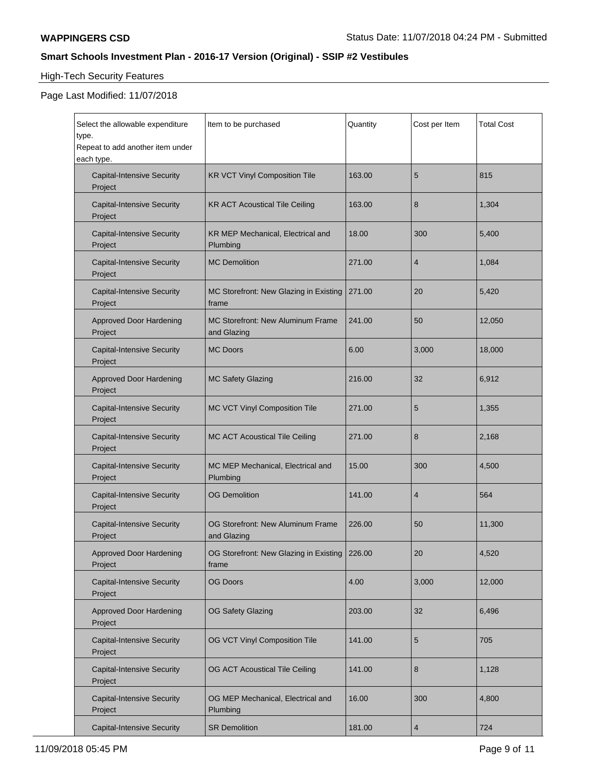## High-Tech Security Features

Page Last Modified: 11/07/2018

| Select the allowable expenditure type. Repeat to add another item under each type. | Item to be purchased | Quantity | Cost per Item | Total Cost |
|---|---|---|---|---|
| Capital-Intensive Security Project | KR VCT Vinyl Composition Tile | 163.00 | 5 | 815 |
| Capital-Intensive Security Project | KR ACT Acoustical Tile Ceiling | 163.00 | 8 | 1,304 |
| Capital-Intensive Security Project | KR MEP Mechanical, Electrical and Plumbing | 18.00 | 300 | 5,400 |
| Capital-Intensive Security Project | MC Demolition | 271.00 | 4 | 1,084 |
| Capital-Intensive Security Project | MC Storefront: New Glazing in Existing frame | 271.00 | 20 | 5,420 |
| Approved Door Hardening Project | MC Storefront: New Aluminum Frame and Glazing | 241.00 | 50 | 12,050 |
| Capital-Intensive Security Project | MC Doors | 6.00 | 3,000 | 18,000 |
| Approved Door Hardening Project | MC Safety Glazing | 216.00 | 32 | 6,912 |
| Capital-Intensive Security Project | MC VCT Vinyl Composition Tile | 271.00 | 5 | 1,355 |
| Capital-Intensive Security Project | MC ACT Acoustical Tile Ceiling | 271.00 | 8 | 2,168 |
| Capital-Intensive Security Project | MC MEP Mechanical, Electrical and Plumbing | 15.00 | 300 | 4,500 |
| Capital-Intensive Security Project | OG Demolition | 141.00 | 4 | 564 |
| Capital-Intensive Security Project | OG Storefront: New Aluminum Frame and Glazing | 226.00 | 50 | 11,300 |
| Approved Door Hardening Project | OG Storefront: New Glazing in Existing frame | 226.00 | 20 | 4,520 |
| Capital-Intensive Security Project | OG Doors | 4.00 | 3,000 | 12,000 |
| Approved Door Hardening Project | OG Safety Glazing | 203.00 | 32 | 6,496 |
| Capital-Intensive Security Project | OG VCT Vinyl Composition Tile | 141.00 | 5 | 705 |
| Capital-Intensive Security Project | OG ACT Acoustical Tile Ceiling | 141.00 | 8 | 1,128 |
| Capital-Intensive Security Project | OG MEP Mechanical, Electrical and Plumbing | 16.00 | 300 | 4,800 |
| Capital-Intensive Security | SR Demolition | 181.00 | 4 | 724 |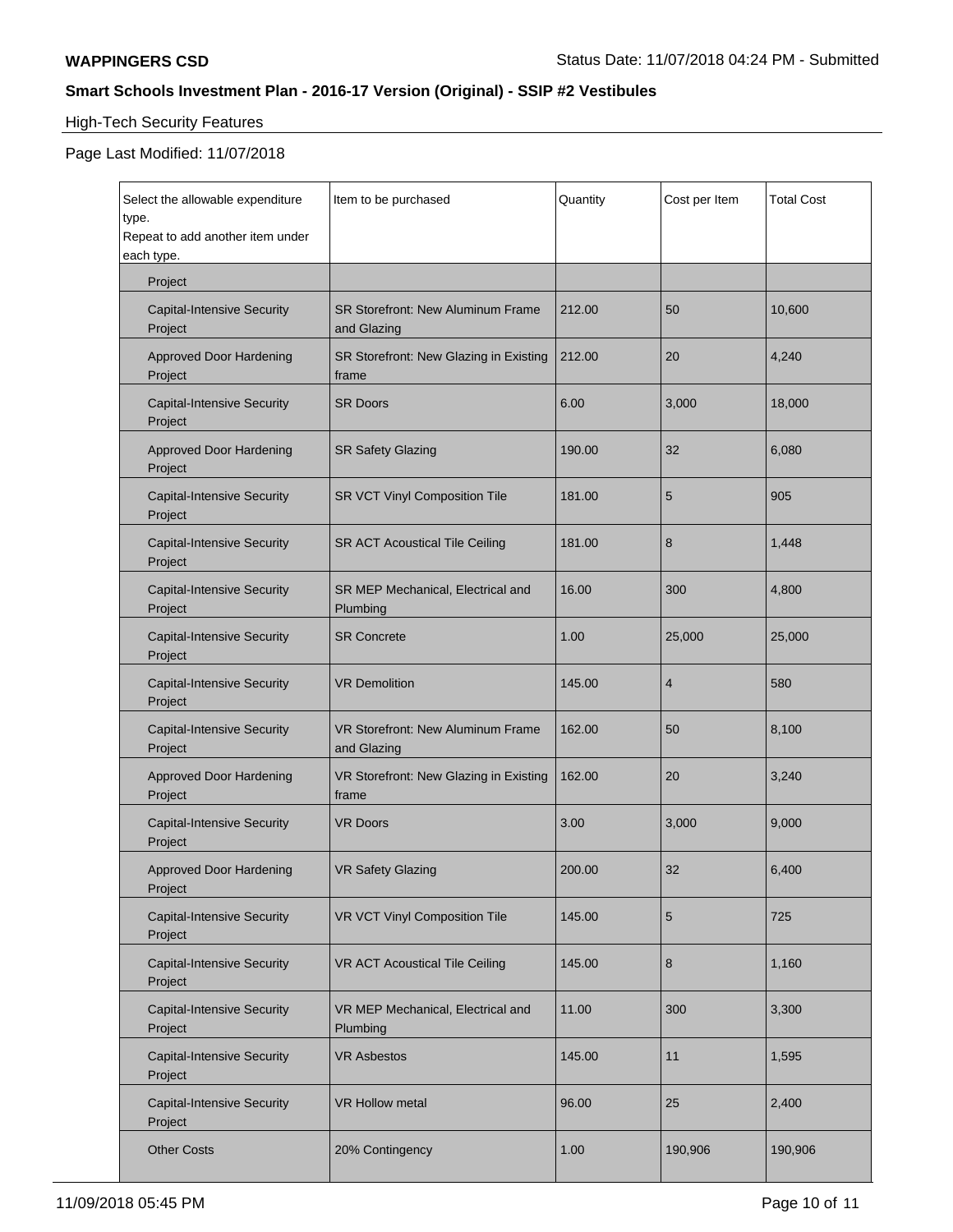**WAPPINGERS CSD**

Status Date: 11/07/2018 04:24 PM - Submitted

**Smart Schools Investment Plan - 2016-17 Version (Original) - SSIP #2 Vestibules**

High-Tech Security Features

Page Last Modified: 11/07/2018

| Select the allowable expenditure type. Repeat to add another item under each type. | Item to be purchased | Quantity | Cost per Item | Total Cost |
|---|---|---|---|---|
| Project | | | | |
| Capital-Intensive Security Project | SR Storefront: New Aluminum Frame and Glazing | 212.00 | 50 | 10,600 |
| Approved Door Hardening Project | SR Storefront: New Glazing in Existing frame | 212.00 | 20 | 4,240 |
| Capital-Intensive Security Project | SR Doors | 6.00 | 3,000 | 18,000 |
| Approved Door Hardening Project | SR Safety Glazing | 190.00 | 32 | 6,080 |
| Capital-Intensive Security Project | SR VCT Vinyl Composition Tile | 181.00 | 5 | 905 |
| Capital-Intensive Security Project | SR ACT Acoustical Tile Ceiling | 181.00 | 8 | 1,448 |
| Capital-Intensive Security Project | SR MEP Mechanical, Electrical and Plumbing | 16.00 | 300 | 4,800 |
| Capital-Intensive Security Project | SR Concrete | 1.00 | 25,000 | 25,000 |
| Capital-Intensive Security Project | VR Demolition | 145.00 | 4 | 580 |
| Capital-Intensive Security Project | VR Storefront: New Aluminum Frame and Glazing | 162.00 | 50 | 8,100 |
| Approved Door Hardening Project | VR Storefront: New Glazing in Existing frame | 162.00 | 20 | 3,240 |
| Capital-Intensive Security Project | VR Doors | 3.00 | 3,000 | 9,000 |
| Approved Door Hardening Project | VR Safety Glazing | 200.00 | 32 | 6,400 |
| Capital-Intensive Security Project | VR VCT Vinyl Composition Tile | 145.00 | 5 | 725 |
| Capital-Intensive Security Project | VR ACT Acoustical Tile Ceiling | 145.00 | 8 | 1,160 |
| Capital-Intensive Security Project | VR MEP Mechanical, Electrical and Plumbing | 11.00 | 300 | 3,300 |
| Capital-Intensive Security Project | VR Asbestos | 145.00 | 11 | 1,595 |
| Capital-Intensive Security Project | VR Hollow metal | 96.00 | 25 | 2,400 |
| Other Costs | 20% Contingency | 1.00 | 190,906 | 190,906 |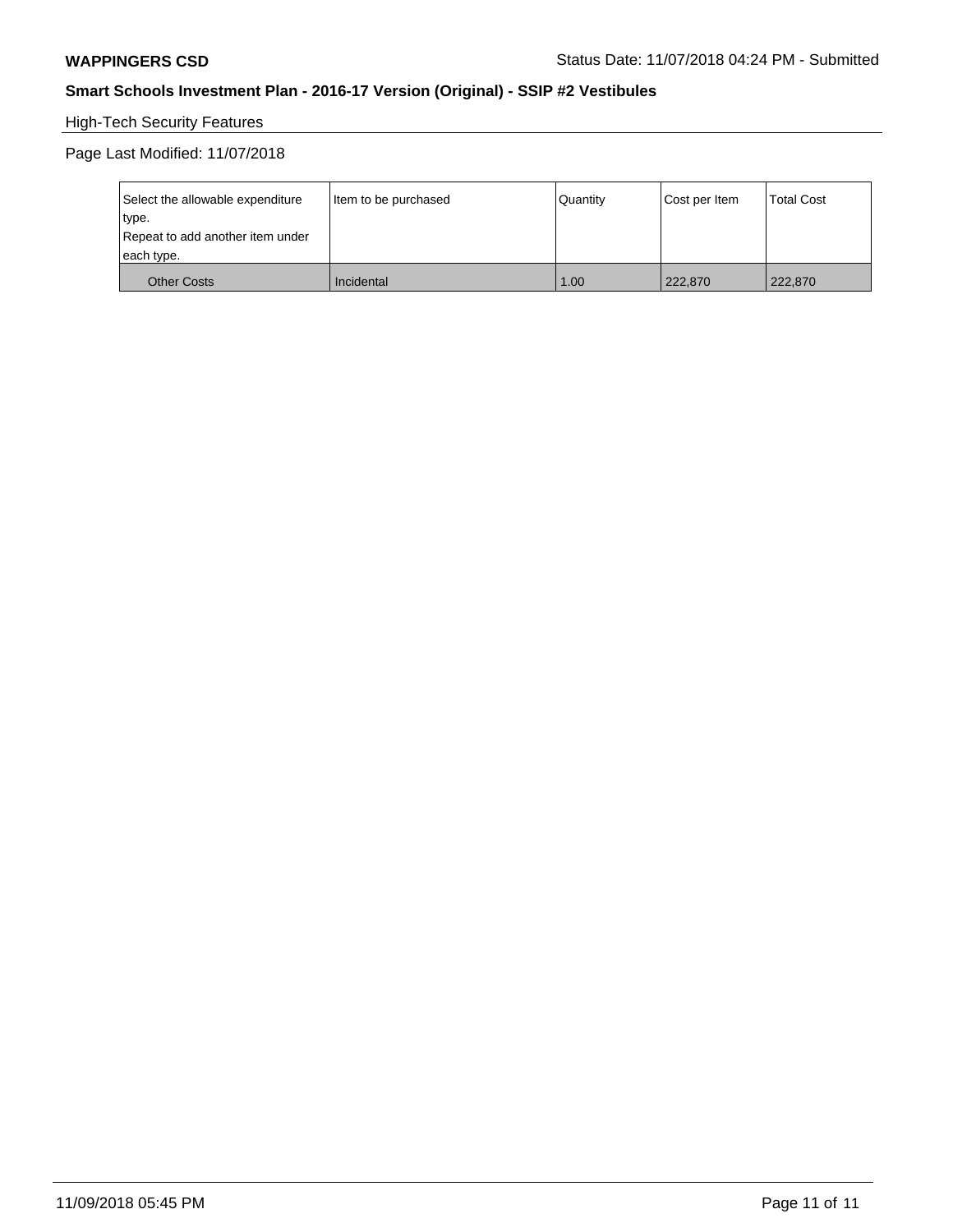High-Tech Security Features

Page Last Modified: 11/07/2018

| Select the allowable expenditure type. Repeat to add another item under each type. | Item to be purchased | Quantity | Cost per Item | Total Cost |
|---|---|---|---|---|
| Other Costs | Incidental | 1.00 | 222,870 | 222,870 |